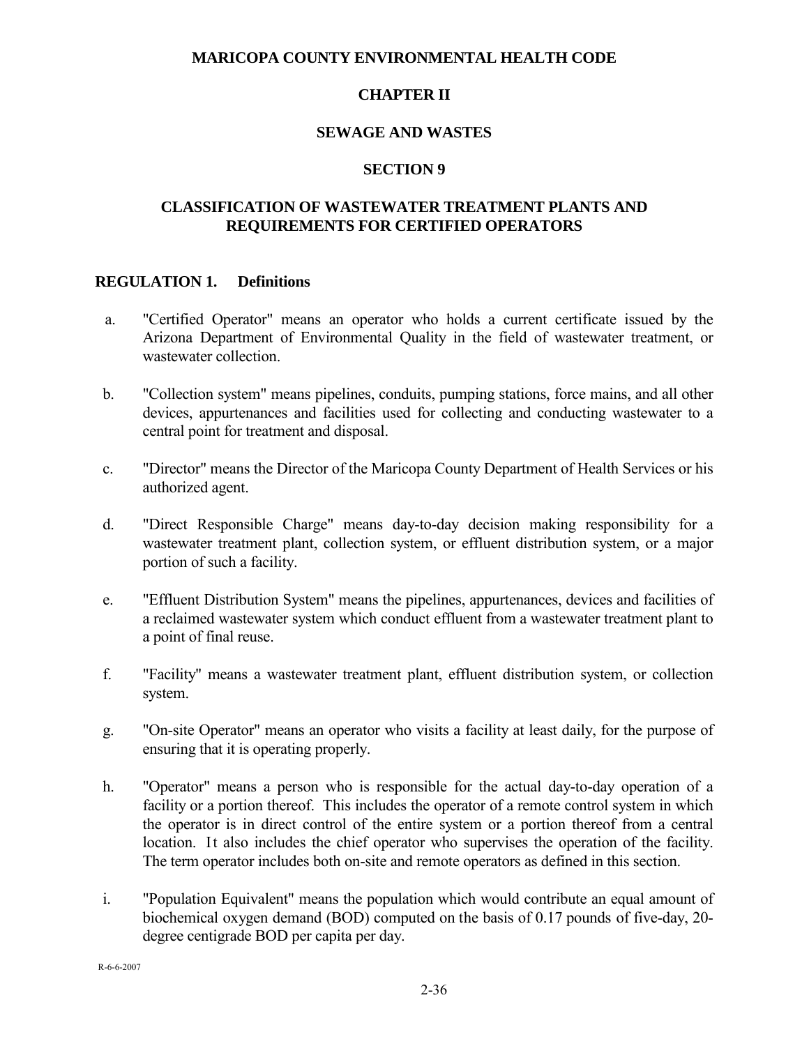# MARICOPA COUNTY ENVIRONMENTAL HEALTH CODE

# CHAPTER II

# SEWAGE AND WASTES

## SECTION 9

## CLASSIFICATION OF WASTEWATER TREATMENT PLANTS AND REQUIREMENTS FOR CERTIFIED OPERATORS

### REGULATION 1. Definitions

a. "Certified Operator" means an operator who holds a current certificate issued by the Arizona Department of Environmental Quality in the field of wastewater treatment, or wastewater collection.

b. "Collection system" means pipelines, conduits, pumping stations, force mains, and all other devices, appurtenances and facilities used for collecting and conducting wastewater to a central point for treatment and disposal.

c. "Director" means the Director of the Maricopa County Department of Health Services or his authorized agent.

d. "Direct Responsible Charge" means day-to-day decision making responsibility for a wastewater treatment plant, collection system, or effluent distribution system, or a major portion of such a facility.

e. "Effluent Distribution System" means the pipelines, appurtenances, devices and facilities of a reclaimed wastewater system which conduct effluent from a wastewater treatment plant to a point of final reuse.

f. "Facility" means a wastewater treatment plant, effluent distribution system, or collection system.

g. "On-site Operator" means an operator who visits a facility at least daily, for the purpose of ensuring that it is operating properly.

h. "Operator" means a person who is responsible for the actual day-to-day operation of a facility or a portion thereof. This includes the operator of a remote control system in which the operator is in direct control of the entire system or a portion thereof from a central location. It also includes the chief operator who supervises the operation of the facility. The term operator includes both on-site and remote operators as defined in this section.

i. "Population Equivalent" means the population which would contribute an equal amount of biochemical oxygen demand (BOD) computed on the basis of 0.17 pounds of five-day, 20-degree centigrade BOD per capita per day.

R-6-6-2007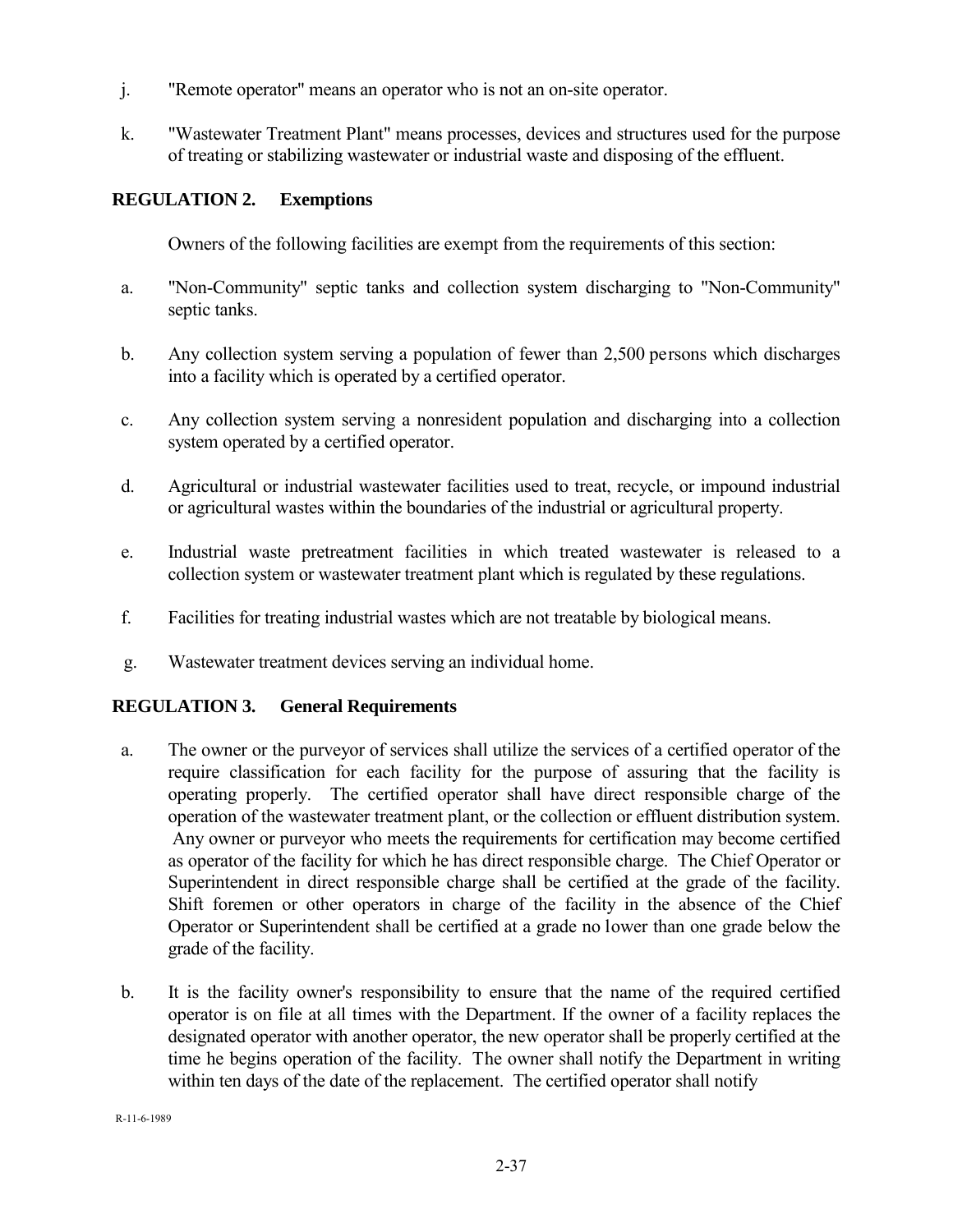j. "Remote operator" means an operator who is not an on-site operator.

k. "Wastewater Treatment Plant" means processes, devices and structures used for the purpose of treating or stabilizing wastewater or industrial waste and disposing of the effluent.

**REGULATION 2. Exemptions**

Owners of the following facilities are exempt from the requirements of this section:

a. "Non-Community" septic tanks and collection system discharging to "Non-Community" septic tanks.

b. Any collection system serving a population of fewer than 2,500 persons which discharges into a facility which is operated by a certified operator.

c. Any collection system serving a nonresident population and discharging into a collection system operated by a certified operator.

d. Agricultural or industrial wastewater facilities used to treat, recycle, or impound industrial or agricultural wastes within the boundaries of the industrial or agricultural property.

e. Industrial waste pretreatment facilities in which treated wastewater is released to a collection system or wastewater treatment plant which is regulated by these regulations.

f. Facilities for treating industrial wastes which are not treatable by biological means.

g. Wastewater treatment devices serving an individual home.

**REGULATION 3. General Requirements**

a. The owner or the purveyor of services shall utilize the services of a certified operator of the require classification for each facility for the purpose of assuring that the facility is operating properly. The certified operator shall have direct responsible charge of the operation of the wastewater treatment plant, or the collection or effluent distribution system. Any owner or purveyor who meets the requirements for certification may become certified as operator of the facility for which he has direct responsible charge. The Chief Operator or Superintendent in direct responsible charge shall be certified at the grade of the facility. Shift foremen or other operators in charge of the facility in the absence of the Chief Operator or Superintendent shall be certified at a grade no lower than one grade below the grade of the facility.

b. It is the facility owner's responsibility to ensure that the name of the required certified operator is on file at all times with the Department. If the owner of a facility replaces the designated operator with another operator, the new operator shall be properly certified at the time he begins operation of the facility. The owner shall notify the Department in writing within ten days of the date of the replacement. The certified operator shall notify

R-11-6-1989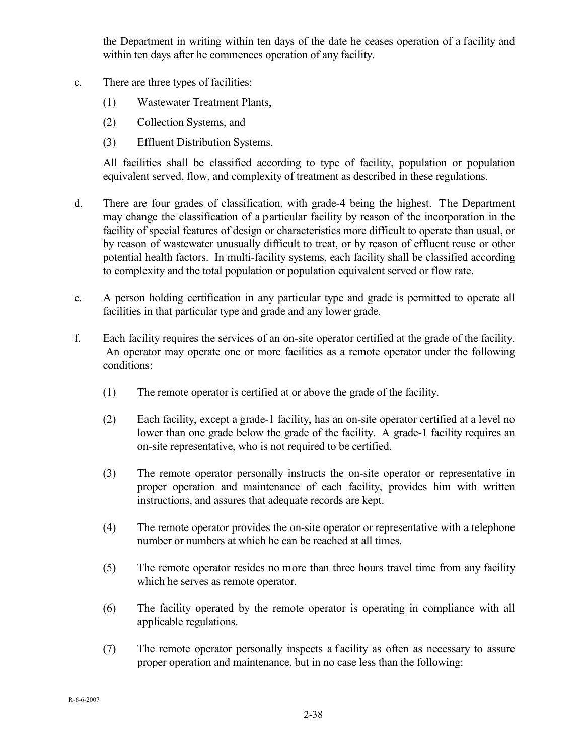the Department in writing within ten days of the date he ceases operation of a facility and within ten days after he commences operation of any facility.

c. There are three types of facilities:

   (1) Wastewater Treatment Plants,

   (2) Collection Systems, and

   (3) Effluent Distribution Systems.

   All facilities shall be classified according to type of facility, population or population equivalent served, flow, and complexity of treatment as described in these regulations.

d. There are four grades of classification, with grade-4 being the highest. The Department may change the classification of a particular facility by reason of the incorporation in the facility of special features of design or characteristics more difficult to operate than usual, or by reason of wastewater unusually difficult to treat, or by reason of effluent reuse or other potential health factors. In multi-facility systems, each facility shall be classified according to complexity and the total population or population equivalent served or flow rate.

e. A person holding certification in any particular type and grade is permitted to operate all facilities in that particular type and grade and any lower grade.

f. Each facility requires the services of an on-site operator certified at the grade of the facility. An operator may operate one or more facilities as a remote operator under the following conditions:

   (1) The remote operator is certified at or above the grade of the facility.

   (2) Each facility, except a grade-1 facility, has an on-site operator certified at a level no lower than one grade below the grade of the facility. A grade-1 facility requires an on-site representative, who is not required to be certified.

   (3) The remote operator personally instructs the on-site operator or representative in proper operation and maintenance of each facility, provides him with written instructions, and assures that adequate records are kept.

   (4) The remote operator provides the on-site operator or representative with a telephone number or numbers at which he can be reached at all times.

   (5) The remote operator resides no more than three hours travel time from any facility which he serves as remote operator.

   (6) The facility operated by the remote operator is operating in compliance with all applicable regulations.

   (7) The remote operator personally inspects a facility as often as necessary to assure proper operation and maintenance, but in no case less than the following: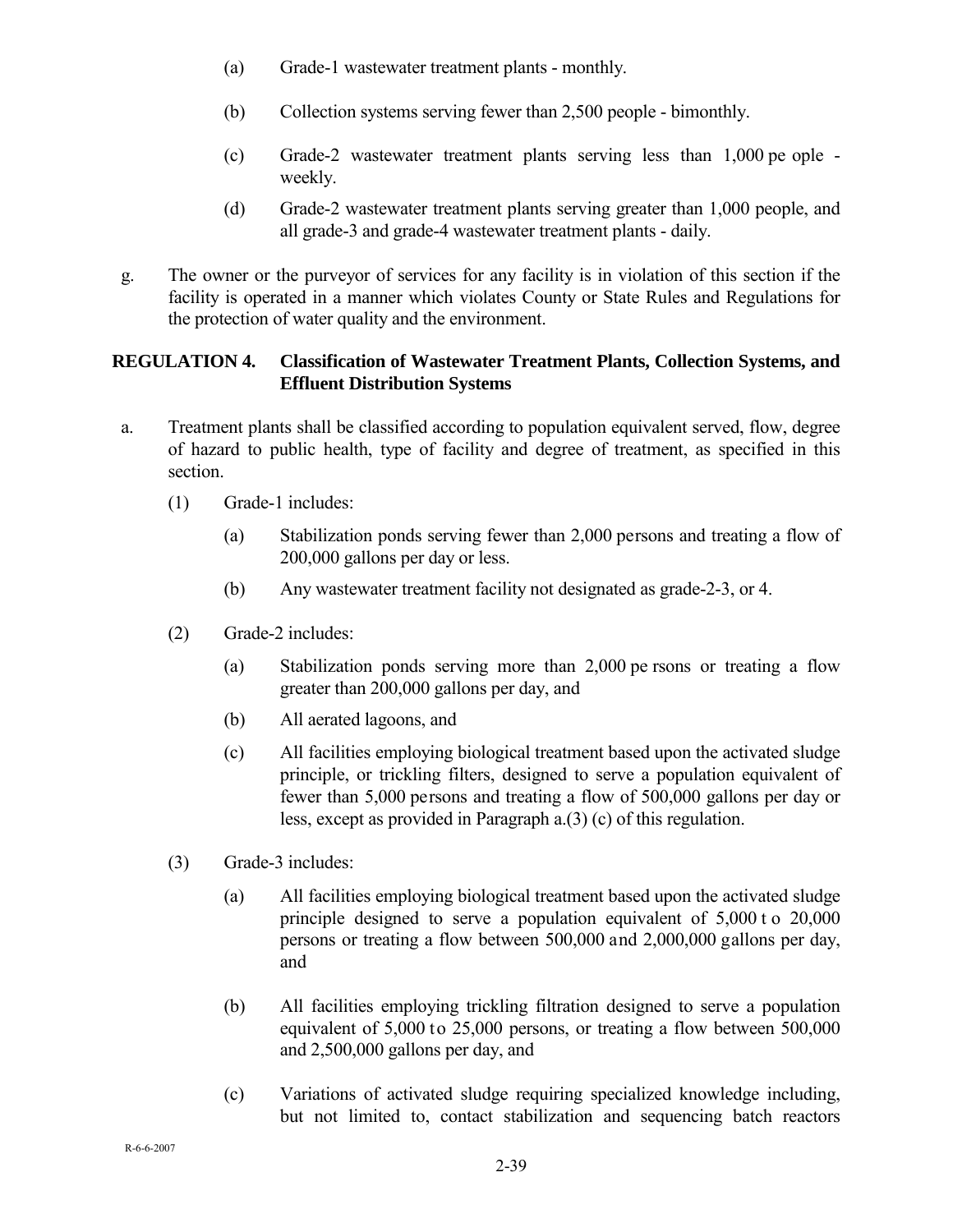(a) Grade-1 wastewater treatment plants - monthly.

(b) Collection systems serving fewer than 2,500 people - bimonthly.

(c) Grade-2 wastewater treatment plants serving less than 1,000 people - weekly.

(d) Grade-2 wastewater treatment plants serving greater than 1,000 people, and all grade-3 and grade-4 wastewater treatment plants - daily.

g. The owner or the purveyor of services for any facility is in violation of this section if the facility is operated in a manner which violates County or State Rules and Regulations for the protection of water quality and the environment.

**REGULATION 4. Classification of Wastewater Treatment Plants, Collection Systems, and Effluent Distribution Systems**

a. Treatment plants shall be classified according to population equivalent served, flow, degree of hazard to public health, type of facility and degree of treatment, as specified in this section.

(1) Grade-1 includes:

(a) Stabilization ponds serving fewer than 2,000 persons and treating a flow of 200,000 gallons per day or less.

(b) Any wastewater treatment facility not designated as grade-2-3, or 4.

(2) Grade-2 includes:

(a) Stabilization ponds serving more than 2,000 persons or treating a flow greater than 200,000 gallons per day, and

(b) All aerated lagoons, and

(c) All facilities employing biological treatment based upon the activated sludge principle, or trickling filters, designed to serve a population equivalent of fewer than 5,000 persons and treating a flow of 500,000 gallons per day or less, except as provided in Paragraph a.(3) (c) of this regulation.

(3) Grade-3 includes:

(a) All facilities employing biological treatment based upon the activated sludge principle designed to serve a population equivalent of 5,000 to 20,000 persons or treating a flow between 500,000 and 2,000,000 gallons per day, and

(b) All facilities employing trickling filtration designed to serve a population equivalent of 5,000 to 25,000 persons, or treating a flow between 500,000 and 2,500,000 gallons per day, and

(c) Variations of activated sludge requiring specialized knowledge including, but not limited to, contact stabilization and sequencing batch reactors

R-6-6-2007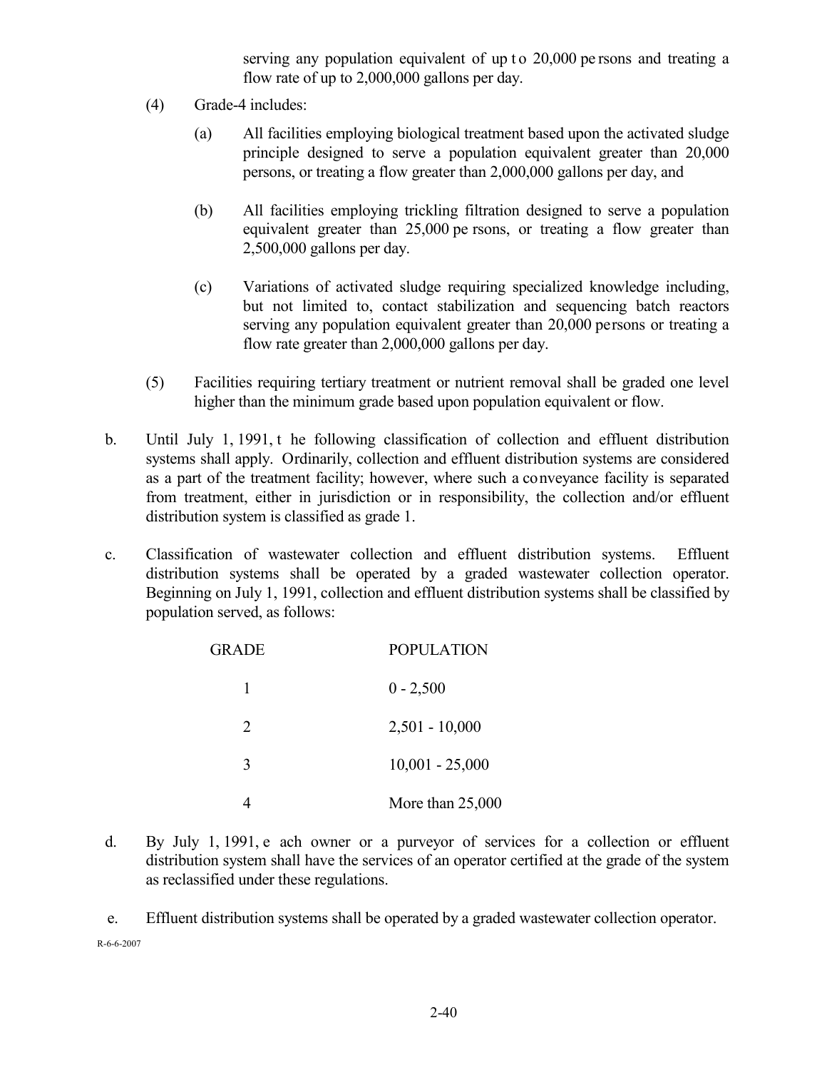serving any population equivalent of up to 20,000 persons and treating a flow rate of up to 2,000,000 gallons per day.

(4) Grade-4 includes:

(a) All facilities employing biological treatment based upon the activated sludge principle designed to serve a population equivalent greater than 20,000 persons, or treating a flow greater than 2,000,000 gallons per day, and

(b) All facilities employing trickling filtration designed to serve a population equivalent greater than 25,000 persons, or treating a flow greater than 2,500,000 gallons per day.

(c) Variations of activated sludge requiring specialized knowledge including, but not limited to, contact stabilization and sequencing batch reactors serving any population equivalent greater than 20,000 persons or treating a flow rate greater than 2,000,000 gallons per day.

(5) Facilities requiring tertiary treatment or nutrient removal shall be graded one level higher than the minimum grade based upon population equivalent or flow.

b. Until July 1, 1991, the following classification of collection and effluent distribution systems shall apply. Ordinarily, collection and effluent distribution systems are considered as a part of the treatment facility; however, where such a conveyance facility is separated from treatment, either in jurisdiction or in responsibility, the collection and/or effluent distribution system is classified as grade 1.

c. Classification of wastewater collection and effluent distribution systems. Effluent distribution systems shall be operated by a graded wastewater collection operator. Beginning on July 1, 1991, collection and effluent distribution systems shall be classified by population served, as follows:

| GRADE | POPULATION |
|---|---|
| 1 | 0 - 2,500 |
| 2 | 2,501 - 10,000 |
| 3 | 10,001 - 25,000 |
| 4 | More than 25,000 |

d. By July 1, 1991, each owner or a purveyor of services for a collection or effluent distribution system shall have the services of an operator certified at the grade of the system as reclassified under these regulations.

e. Effluent distribution systems shall be operated by a graded wastewater collection operator.

R-6-6-2007